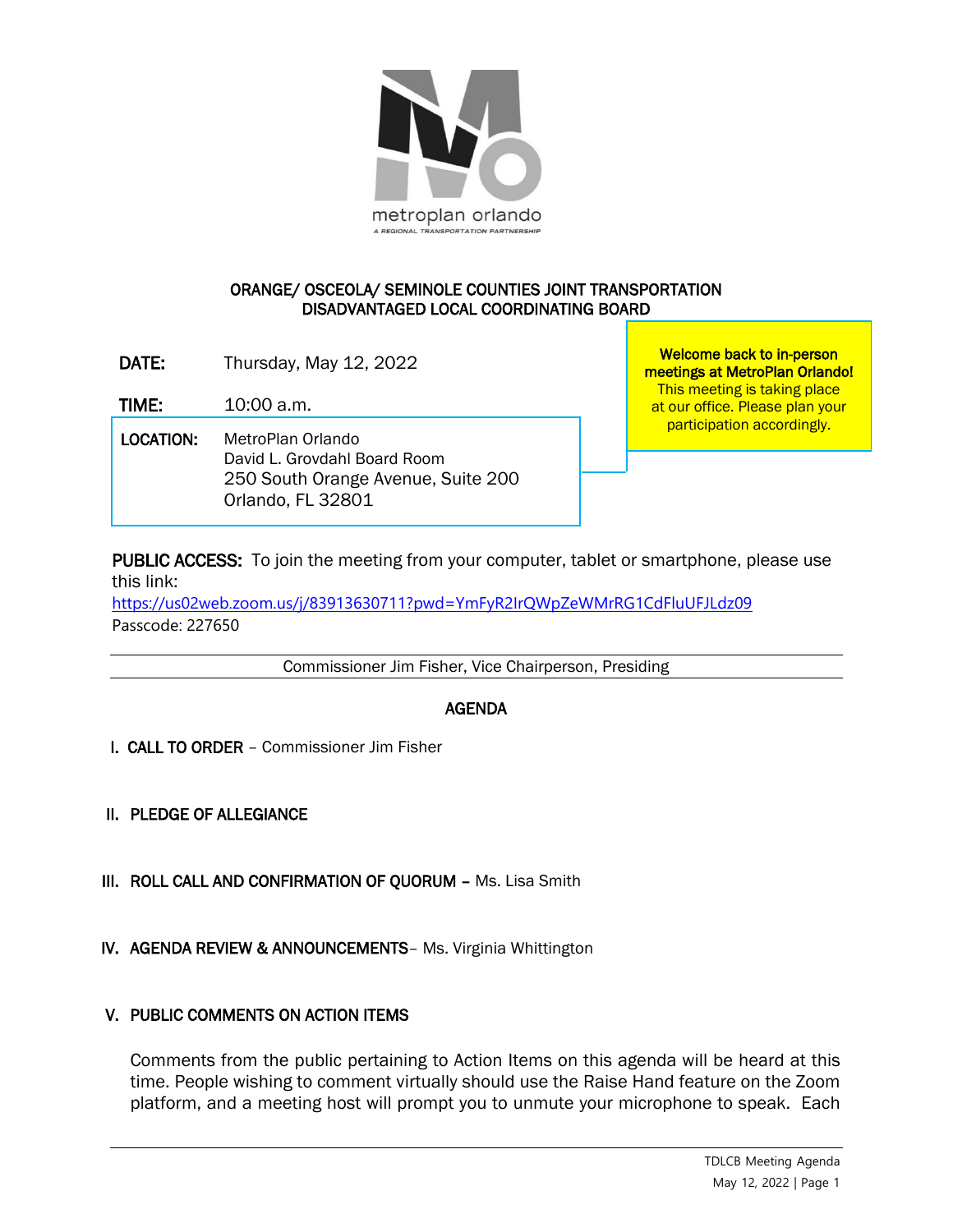# ORANGE/ OSCEOLA/ SEMINOLE COUNTIES JOINT TRANSPORTATION DISADVANTAGED LOCAL COORDINATING BOARD

**DATE:** Thursday, May 12, 2022

**TIME:** 10:00 a.m.

**LOCATION:** MetroPlan Orlando
David L. Grovdahl Board Room
250 South Orange Avenue, Suite 200
Orlando, FL 32801

**Welcome back to in-person meetings at MetroPlan Orlando!**
This meeting is taking place at our office. Please plan your participation accordingly.

**PUBLIC ACCESS:** To join the meeting from your computer, tablet or smartphone, please use this link:
https://us02web.zoom.us/j/83913630711?pwd=YmFyR2IrQWpZeWMrRG1CdFluUFJLdz09
Passcode: 227650

Commissioner Jim Fisher, Vice Chairperson, Presiding

## AGENDA

**I. CALL TO ORDER** – Commissioner Jim Fisher

**II. PLEDGE OF ALLEGIANCE**

**III. ROLL CALL AND CONFIRMATION OF QUORUM** – Ms. Lisa Smith

**IV. AGENDA REVIEW & ANNOUNCEMENTS** – Ms. Virginia Whittington

**V. PUBLIC COMMENTS ON ACTION ITEMS**

Comments from the public pertaining to Action Items on this agenda will be heard at this time. People wishing to comment virtually should use the Raise Hand feature on the Zoom platform, and a meeting host will prompt you to unmute your microphone to speak. Each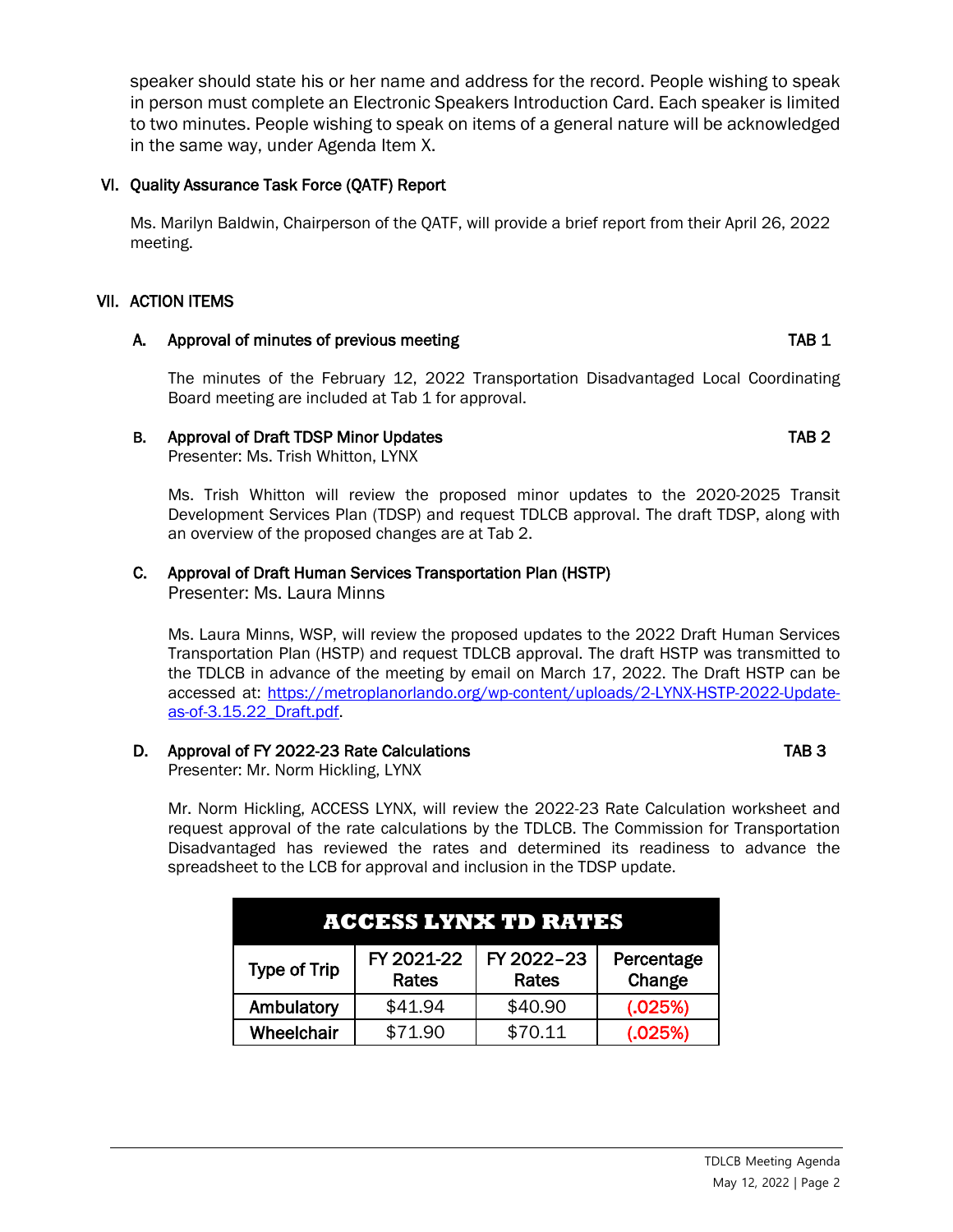speaker should state his or her name and address for the record. People wishing to speak in person must complete an Electronic Speakers Introduction Card. Each speaker is limited to two minutes. People wishing to speak on items of a general nature will be acknowledged in the same way, under Agenda Item X.

## VI. Quality Assurance Task Force (QATF) Report

Ms. Marilyn Baldwin, Chairperson of the QATF, will provide a brief report from their April 26, 2022 meeting.

## VII. ACTION ITEMS

### A. Approval of minutes of previous meeting — TAB 1

The minutes of the February 12, 2022 Transportation Disadvantaged Local Coordinating Board meeting are included at Tab 1 for approval.

### B. Approval of Draft TDSP Minor Updates — TAB 2

Presenter: Ms. Trish Whitton, LYNX

Ms. Trish Whitton will review the proposed minor updates to the 2020-2025 Transit Development Services Plan (TDSP) and request TDLCB approval. The draft TDSP, along with an overview of the proposed changes are at Tab 2.

### C. Approval of Draft Human Services Transportation Plan (HSTP)

Presenter: Ms. Laura Minns

Ms. Laura Minns, WSP, will review the proposed updates to the 2022 Draft Human Services Transportation Plan (HSTP) and request TDLCB approval. The draft HSTP was transmitted to the TDLCB in advance of the meeting by email on March 17, 2022. The Draft HSTP can be accessed at: [https://metroplanorlando.org/wp-content/uploads/2-LYNX-HSTP-2022-Update-as-of-3.15.22_Draft.pdf](https://metroplanorlando.org/wp-content/uploads/2-LYNX-HSTP-2022-Update-as-of-3.15.22_Draft.pdf).

### D. Approval of FY 2022-23 Rate Calculations — TAB 3

Presenter: Mr. Norm Hickling, LYNX

Mr. Norm Hickling, ACCESS LYNX, will review the 2022-23 Rate Calculation worksheet and request approval of the rate calculations by the TDLCB. The Commission for Transportation Disadvantaged has reviewed the rates and determined its readiness to advance the spreadsheet to the LCB for approval and inclusion in the TDSP update.

**ACCESS LYNX TD RATES**

| Type of Trip | FY 2021-22 Rates | FY 2022–23 Rates | Percentage Change |
|---|---|---|---|
| Ambulatory | $41.94 | $40.90 | (.025%) |
| Wheelchair | $71.90 | $70.11 | (.025%) |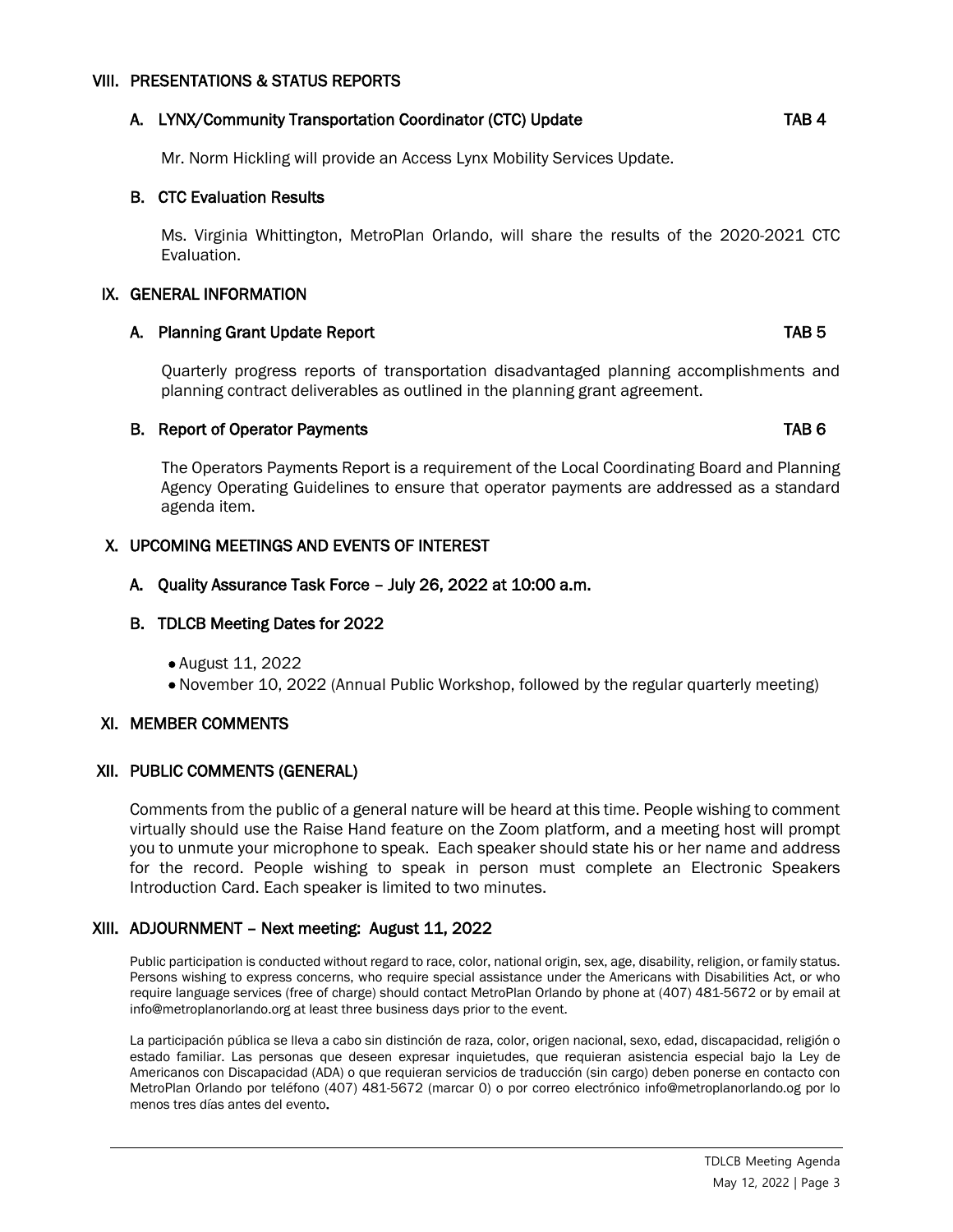## VIII. PRESENTATIONS & STATUS REPORTS

### A. LYNX/Community Transportation Coordinator (CTC) Update TAB 4

Mr. Norm Hickling will provide an Access Lynx Mobility Services Update.

### B. CTC Evaluation Results

Ms. Virginia Whittington, MetroPlan Orlando, will share the results of the 2020-2021 CTC Evaluation.

## IX. GENERAL INFORMATION

### A. Planning Grant Update Report TAB 5

Quarterly progress reports of transportation disadvantaged planning accomplishments and planning contract deliverables as outlined in the planning grant agreement.

### B. Report of Operator Payments TAB 6

The Operators Payments Report is a requirement of the Local Coordinating Board and Planning Agency Operating Guidelines to ensure that operator payments are addressed as a standard agenda item.

## X. UPCOMING MEETINGS AND EVENTS OF INTEREST

### A. Quality Assurance Task Force – July 26, 2022 at 10:00 a.m.

### B. TDLCB Meeting Dates for 2022

- August 11, 2022
- November 10, 2022 (Annual Public Workshop, followed by the regular quarterly meeting)

## XI. MEMBER COMMENTS

## XII. PUBLIC COMMENTS (GENERAL)

Comments from the public of a general nature will be heard at this time. People wishing to comment virtually should use the Raise Hand feature on the Zoom platform, and a meeting host will prompt you to unmute your microphone to speak. Each speaker should state his or her name and address for the record. People wishing to speak in person must complete an Electronic Speakers Introduction Card. Each speaker is limited to two minutes.

## XIII. ADJOURNMENT – Next meeting: August 11, 2022

Public participation is conducted without regard to race, color, national origin, sex, age, disability, religion, or family status. Persons wishing to express concerns, who require special assistance under the Americans with Disabilities Act, or who require language services (free of charge) should contact MetroPlan Orlando by phone at (407) 481-5672 or by email at info@metroplanorlando.org at least three business days prior to the event.

La participación pública se lleva a cabo sin distinción de raza, color, origen nacional, sexo, edad, discapacidad, religión o estado familiar. Las personas que deseen expresar inquietudes, que requieran asistencia especial bajo la Ley de Americanos con Discapacidad (ADA) o que requieran servicios de traducción (sin cargo) deben ponerse en contacto con MetroPlan Orlando por teléfono (407) 481-5672 (marcar 0) o por correo electrónico info@metroplanorlando.og por lo menos tres días antes del evento.